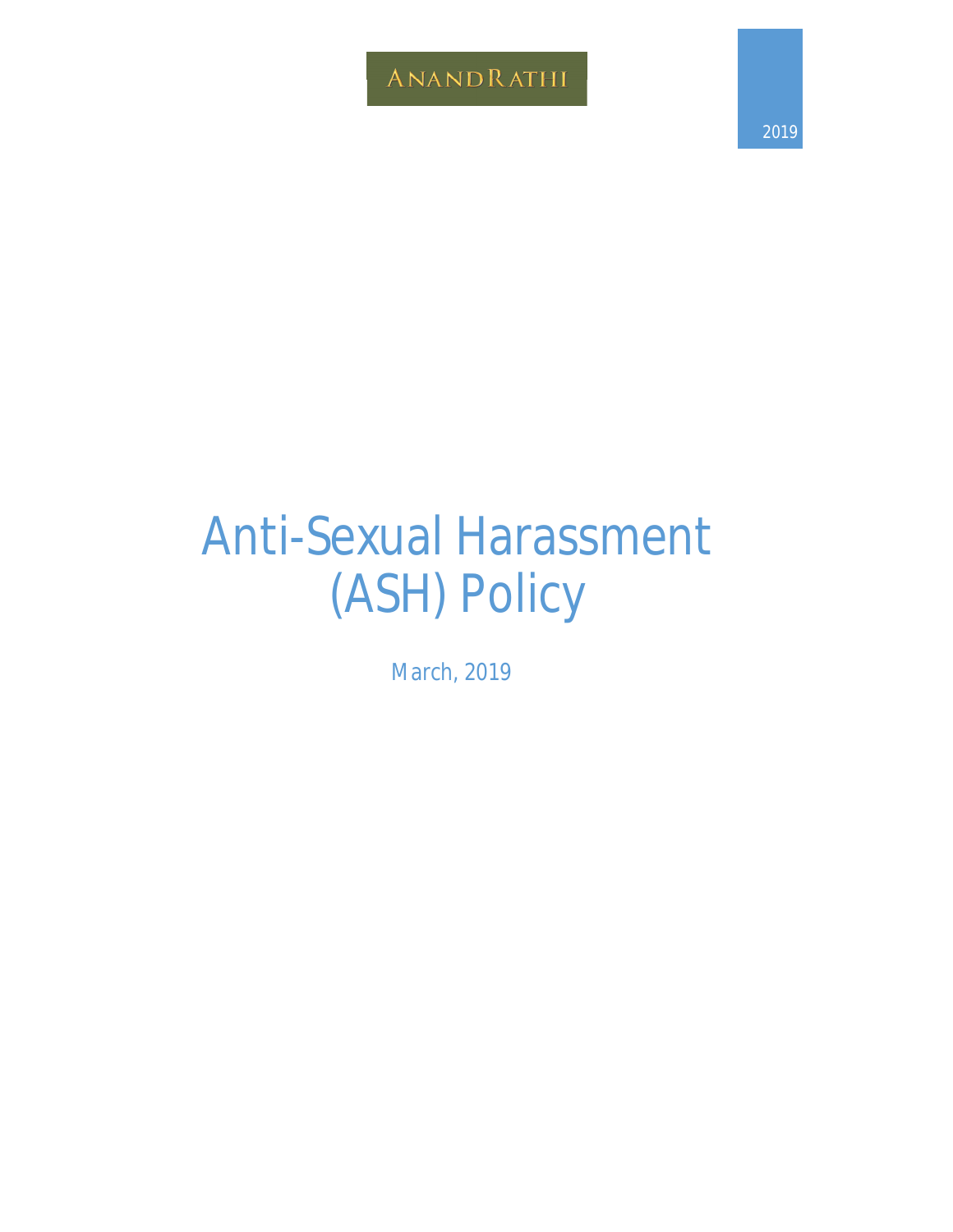ANANDRATHI

2019

# Anti-Sexual Harassment (ASH) Policy

March, 2019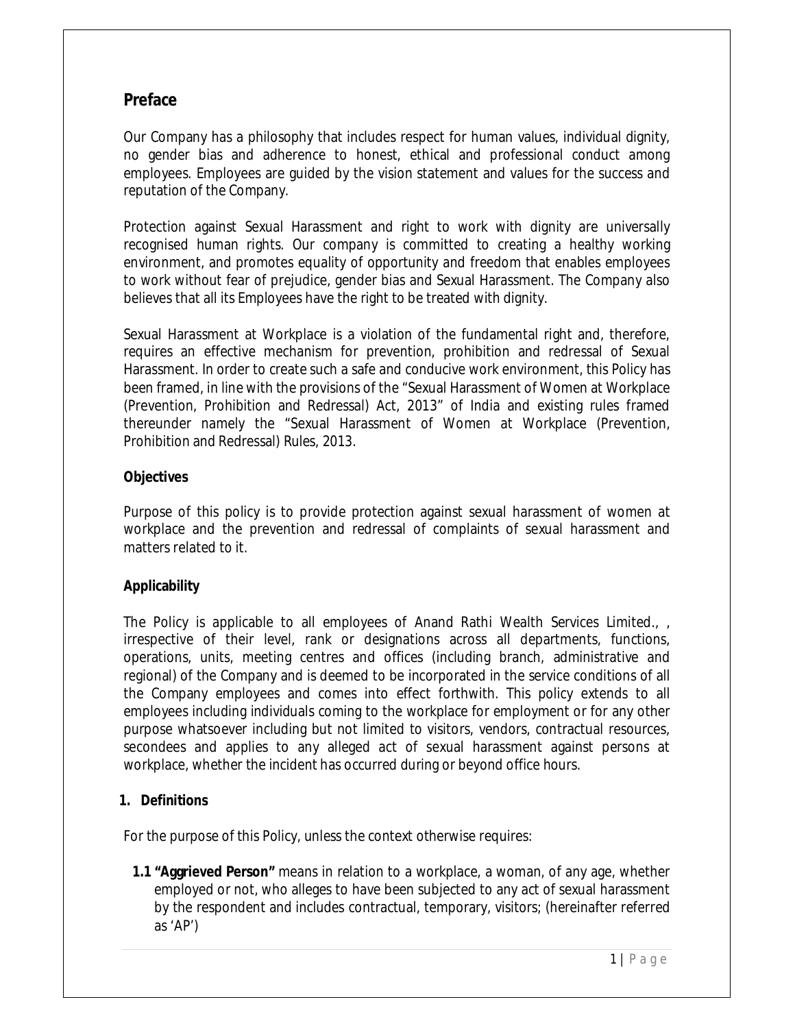## Preface

Our Company has a philosophy that includes respect for human values, individual dignity, no gender bias and adherence to honest, ethical and professional conduct among employees. Employees are guided by the vision statement and values for the success and reputation of the Company.

Protection against Sexual Harassment and right to work with dignity are universally recognised human rights. Our company is committed to creating a healthy working environment, and promotes equality of opportunity and freedom that enables employees to work without fear of prejudice, gender bias and Sexual Harassment. The Company also believes that all its Employees have the right to be treated with dignity.

Sexual Harassment at Workplace is a violation of the fundamental right and, therefore, requires an effective mechanism for prevention, prohibition and redressal of Sexual Harassment. In order to create such a safe and conducive work environment, this Policy has been framed, in line with the provisions of the "Sexual Harassment of Women at Workplace (Prevention, Prohibition and Redressal) Act, 2013" of India and existing rules framed thereunder namely the "Sexual Harassment of Women at Workplace (Prevention, Prohibition and Redressal) Rules, 2013.

**Objectives**

Purpose of this policy is to provide protection against sexual harassment of women at workplace and the prevention and redressal of complaints of sexual harassment and matters related to it.

**Applicability**

The Policy is applicable to all employees of Anand Rathi Wealth Services Limited., , irrespective of their level, rank or designations across all departments, functions, operations, units, meeting centres and offices (including branch, administrative and regional) of the Company and is deemed to be incorporated in the service conditions of all the Company employees and comes into effect forthwith. This policy extends to all employees including individuals coming to the workplace for employment or for any other purpose whatsoever including but not limited to visitors, vendors, contractual resources, secondees and applies to any alleged act of sexual harassment against persons at workplace, whether the incident has occurred during or beyond office hours.

**1. Definitions**

For the purpose of this Policy, unless the context otherwise requires:

**1.1 "Aggrieved Person"** means in relation to a workplace, a woman, of any age, whether employed or not, who alleges to have been subjected to any act of sexual harassment by the respondent and includes contractual, temporary, visitors; (hereinafter referred as 'AP')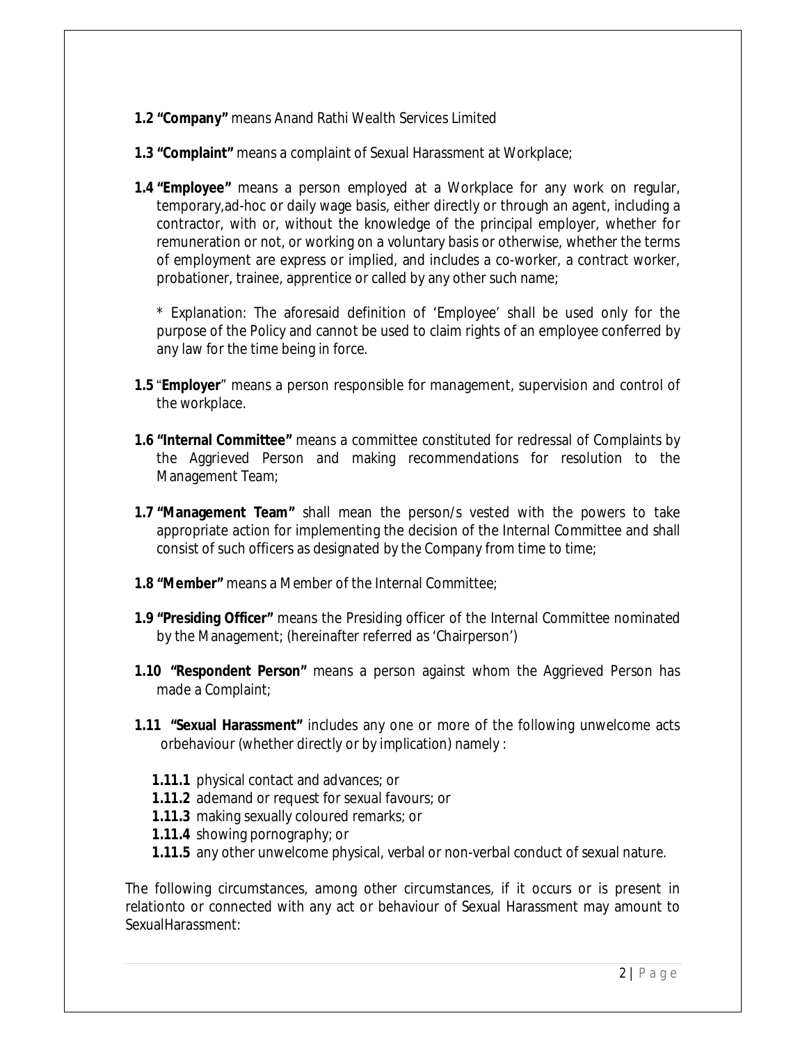**1.2 "Company"** means Anand Rathi Wealth Services Limited

**1.3 "Complaint"** means a complaint of Sexual Harassment at Workplace;

**1.4 "Employee"** means a person employed at a Workplace for any work on regular, temporary,ad-hoc or daily wage basis, either directly or through an agent, including a contractor, with or, without the knowledge of the principal employer, whether for remuneration or not, or working on a voluntary basis or otherwise, whether the terms of employment are express or implied, and includes a co-worker, a contract worker, probationer, trainee, apprentice or called by any other such name;

* Explanation: The aforesaid definition of 'Employee' shall be used only for the purpose of the Policy and cannot be used to claim rights of an employee conferred by any law for the time being in force.

**1.5** "**Employer**" means a person responsible for management, supervision and control of the workplace.

**1.6 "Internal Committee"** means a committee constituted for redressal of Complaints by the Aggrieved Person and making recommendations for resolution to the Management Team;

**1.7 "Management Team"** shall mean the person/s vested with the powers to take appropriate action for implementing the decision of the Internal Committee and shall consist of such officers as designated by the Company from time to time;

**1.8 "Member"** means a Member of the Internal Committee;

**1.9 "Presiding Officer"** means the Presiding officer of the Internal Committee nominated by the Management; (hereinafter referred as 'Chairperson')

**1.10 "Respondent Person"** means a person against whom the Aggrieved Person has made a Complaint;

**1.11 "Sexual Harassment"** includes any one or more of the following unwelcome acts orbehaviour (whether directly or by implication) namely :

- **1.11.1** physical contact and advances; or
- **1.11.2** ademand or request for sexual favours; or
- **1.11.3** making sexually coloured remarks; or
- **1.11.4** showing pornography; or
- **1.11.5** any other unwelcome physical, verbal or non-verbal conduct of sexual nature.

The following circumstances, among other circumstances, if it occurs or is present in relationto or connected with any act or behaviour of Sexual Harassment may amount to SexualHarassment: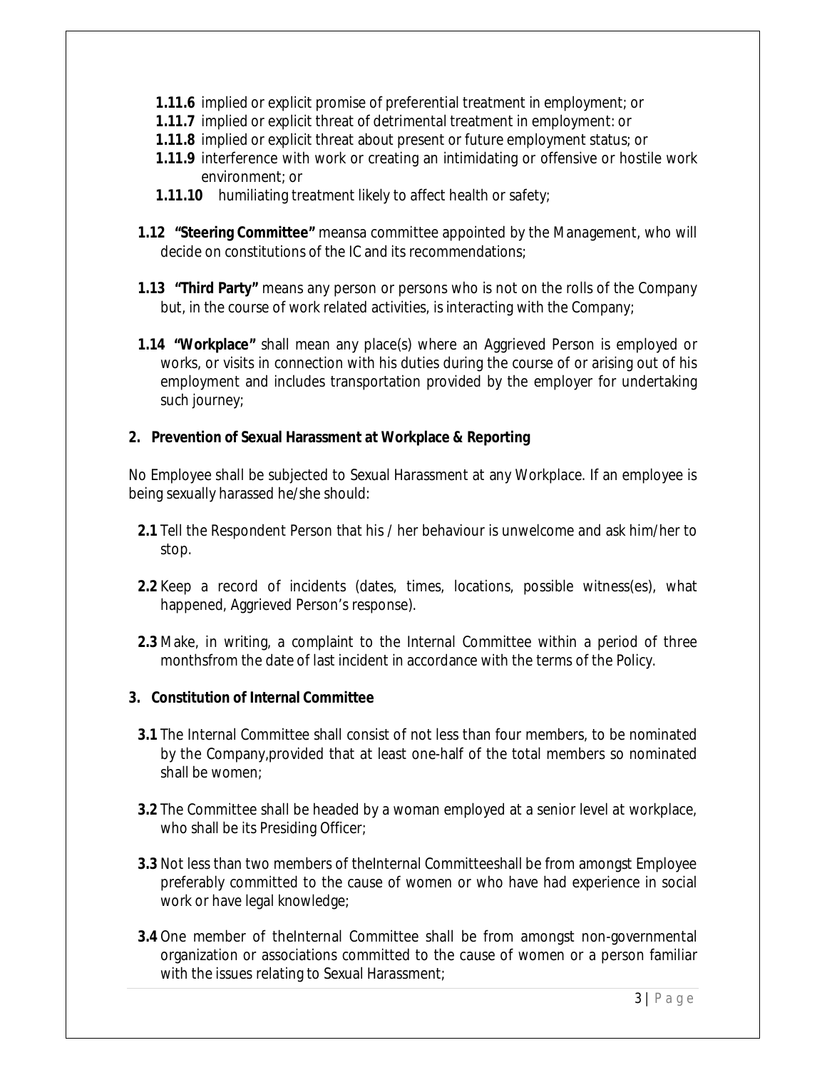**1.11.6** implied or explicit promise of preferential treatment in employment; or

**1.11.7** implied or explicit threat of detrimental treatment in employment: or

**1.11.8** implied or explicit threat about present or future employment status; or

**1.11.9** interference with work or creating an intimidating or offensive or hostile work environment; or

**1.11.10** humiliating treatment likely to affect health or safety;

**1.12 "Steering Committee"** meansa committee appointed by the Management, who will decide on constitutions of the IC and its recommendations;

**1.13 "Third Party"** means any person or persons who is not on the rolls of the Company but, in the course of work related activities, is interacting with the Company;

**1.14 "Workplace"** shall mean any place(s) where an Aggrieved Person is employed or works, or visits in connection with his duties during the course of or arising out of his employment and includes transportation provided by the employer for undertaking such journey;

## 2. Prevention of Sexual Harassment at Workplace & Reporting

No Employee shall be subjected to Sexual Harassment at any Workplace. If an employee is being sexually harassed he/she should:

**2.1** Tell the Respondent Person that his / her behaviour is unwelcome and ask him/her to stop.

**2.2** Keep a record of incidents (dates, times, locations, possible witness(es), what happened, Aggrieved Person's response).

**2.3** Make, in writing, a complaint to the Internal Committee within a period of three monthsfrom the date of last incident in accordance with the terms of the Policy.

## 3. Constitution of Internal Committee

**3.1** The Internal Committee shall consist of not less than four members, to be nominated by the Company,provided that at least one-half of the total members so nominated shall be women;

**3.2** The Committee shall be headed by a woman employed at a senior level at workplace, who shall be its Presiding Officer;

**3.3** Not less than two members of theInternal Committeeshall be from amongst Employee preferably committed to the cause of women or who have had experience in social work or have legal knowledge;

**3.4** One member of theInternal Committee shall be from amongst non-governmental organization or associations committed to the cause of women or a person familiar with the issues relating to Sexual Harassment;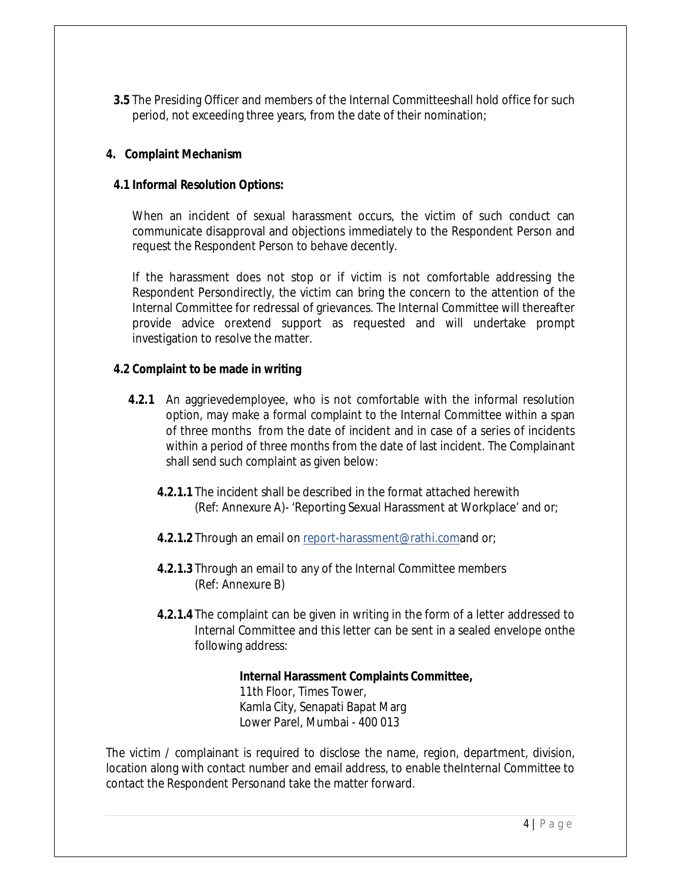**3.5** The Presiding Officer and members of the Internal Committeeshall hold office for such period, not exceeding three years, from the date of their nomination;

## 4. Complaint Mechanism

### 4.1 Informal Resolution Options:

When an incident of sexual harassment occurs, the victim of such conduct can communicate disapproval and objections immediately to the Respondent Person and request the Respondent Person to behave decently.

If the harassment does not stop or if victim is not comfortable addressing the Respondent Persondirectly, the victim can bring the concern to the attention of the Internal Committee for redressal of grievances. The Internal Committee will thereafter provide advice orextend support as requested and will undertake prompt investigation to resolve the matter.

### 4.2 Complaint to be made in writing

**4.2.1** An aggrievedemployee, who is not comfortable with the informal resolution option, may make a formal complaint to the Internal Committee within a span of three months from the date of incident and in case of a series of incidents within a period of three months from the date of last incident. The Complainant shall send such complaint as given below:

**4.2.1.1** The incident shall be described in the format attached herewith (Ref: Annexure A)- 'Reporting Sexual Harassment at Workplace' and or;

**4.2.1.2** Through an email on report-harassment@rathi.comand or;

**4.2.1.3** Through an email to any of the Internal Committee members (Ref: Annexure B)

**4.2.1.4** The complaint can be given in writing in the form of a letter addressed to Internal Committee and this letter can be sent in a sealed envelope onthe following address:

> **Internal Harassment Complaints Committee,**
> 11th Floor, Times Tower,
> Kamla City, Senapati Bapat Marg
> Lower Parel, Mumbai - 400 013

The victim / complainant is required to disclose the name, region, department, division, location along with contact number and email address, to enable theInternal Committee to contact the Respondent Personand take the matter forward.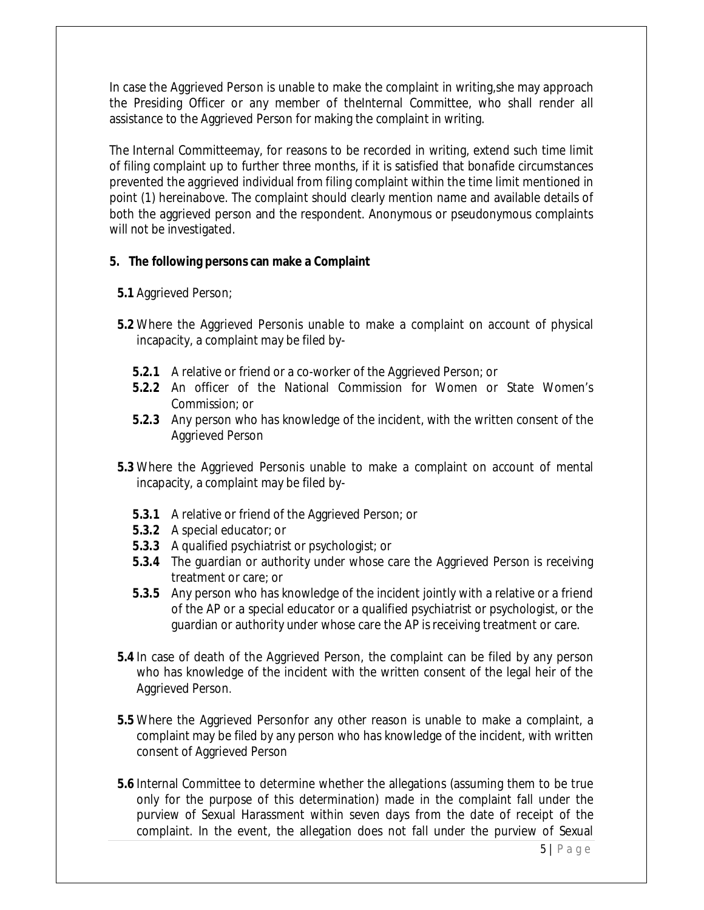In case the Aggrieved Person is unable to make the complaint in writing,she may approach the Presiding Officer or any member of theInternal Committee, who shall render all assistance to the Aggrieved Person for making the complaint in writing.

The Internal Committeemay, for reasons to be recorded in writing, extend such time limit of filing complaint up to further three months, if it is satisfied that bonafide circumstances prevented the aggrieved individual from filing complaint within the time limit mentioned in point (1) hereinabove. The complaint should clearly mention name and available details of both the aggrieved person and the respondent. Anonymous or pseudonymous complaints will not be investigated.

**5. The following persons can make a Complaint**

**5.1** Aggrieved Person;

**5.2** Where the Aggrieved Personis unable to make a complaint on account of physical incapacity, a complaint may be filed by-

- **5.2.1** A relative or friend or a co-worker of the Aggrieved Person; or
- **5.2.2** An officer of the National Commission for Women or State Women's Commission; or
- **5.2.3** Any person who has knowledge of the incident, with the written consent of the Aggrieved Person

**5.3** Where the Aggrieved Personis unable to make a complaint on account of mental incapacity, a complaint may be filed by-

- **5.3.1** A relative or friend of the Aggrieved Person; or
- **5.3.2** A special educator; or
- **5.3.3** A qualified psychiatrist or psychologist; or
- **5.3.4** The guardian or authority under whose care the Aggrieved Person is receiving treatment or care; or
- **5.3.5** Any person who has knowledge of the incident jointly with a relative or a friend of the AP or a special educator or a qualified psychiatrist or psychologist, or the guardian or authority under whose care the AP is receiving treatment or care.

**5.4** In case of death of the Aggrieved Person, the complaint can be filed by any person who has knowledge of the incident with the written consent of the legal heir of the Aggrieved Person.

**5.5** Where the Aggrieved Personfor any other reason is unable to make a complaint, a complaint may be filed by any person who has knowledge of the incident, with written consent of Aggrieved Person

**5.6** Internal Committee to determine whether the allegations (assuming them to be true only for the purpose of this determination) made in the complaint fall under the purview of Sexual Harassment within seven days from the date of receipt of the complaint. In the event, the allegation does not fall under the purview of Sexual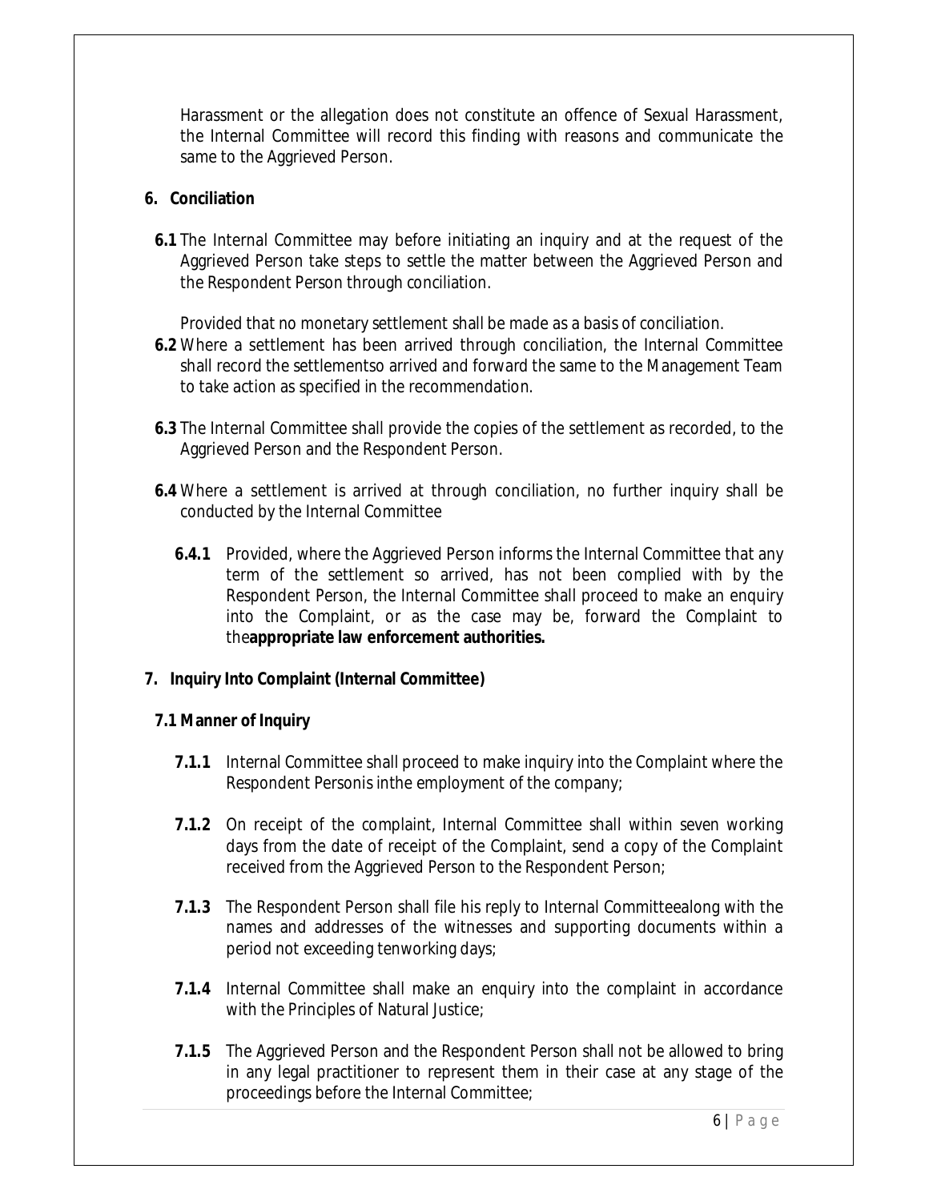Harassment or the allegation does not constitute an offence of Sexual Harassment, the Internal Committee will record this finding with reasons and communicate the same to the Aggrieved Person.

**6. Conciliation**

**6.1** The Internal Committee may before initiating an inquiry and at the request of the Aggrieved Person take steps to settle the matter between the Aggrieved Person and the Respondent Person through conciliation.

Provided that no monetary settlement shall be made as a basis of conciliation.

**6.2** Where a settlement has been arrived through conciliation, the Internal Committee shall record the settlementso arrived and forward the same to the Management Team to take action as specified in the recommendation.

**6.3** The Internal Committee shall provide the copies of the settlement as recorded, to the Aggrieved Person and the Respondent Person.

**6.4** Where a settlement is arrived at through conciliation, no further inquiry shall be conducted by the Internal Committee

**6.4.1** Provided, where the Aggrieved Person informs the Internal Committee that any term of the settlement so arrived, has not been complied with by the Respondent Person, the Internal Committee shall proceed to make an enquiry into the Complaint, or as the case may be, forward the Complaint to the**appropriate law enforcement authorities.**

**7. Inquiry Into Complaint (Internal Committee)**

**7.1 Manner of Inquiry**

**7.1.1** Internal Committee shall proceed to make inquiry into the Complaint where the Respondent Personis inthe employment of the company;

**7.1.2** On receipt of the complaint, Internal Committee shall within seven working days from the date of receipt of the Complaint, send a copy of the Complaint received from the Aggrieved Person to the Respondent Person;

**7.1.3** The Respondent Person shall file his reply to Internal Committeealong with the names and addresses of the witnesses and supporting documents within a period not exceeding tenworking days;

**7.1.4** Internal Committee shall make an enquiry into the complaint in accordance with the Principles of Natural Justice;

**7.1.5** The Aggrieved Person and the Respondent Person shall not be allowed to bring in any legal practitioner to represent them in their case at any stage of the proceedings before the Internal Committee;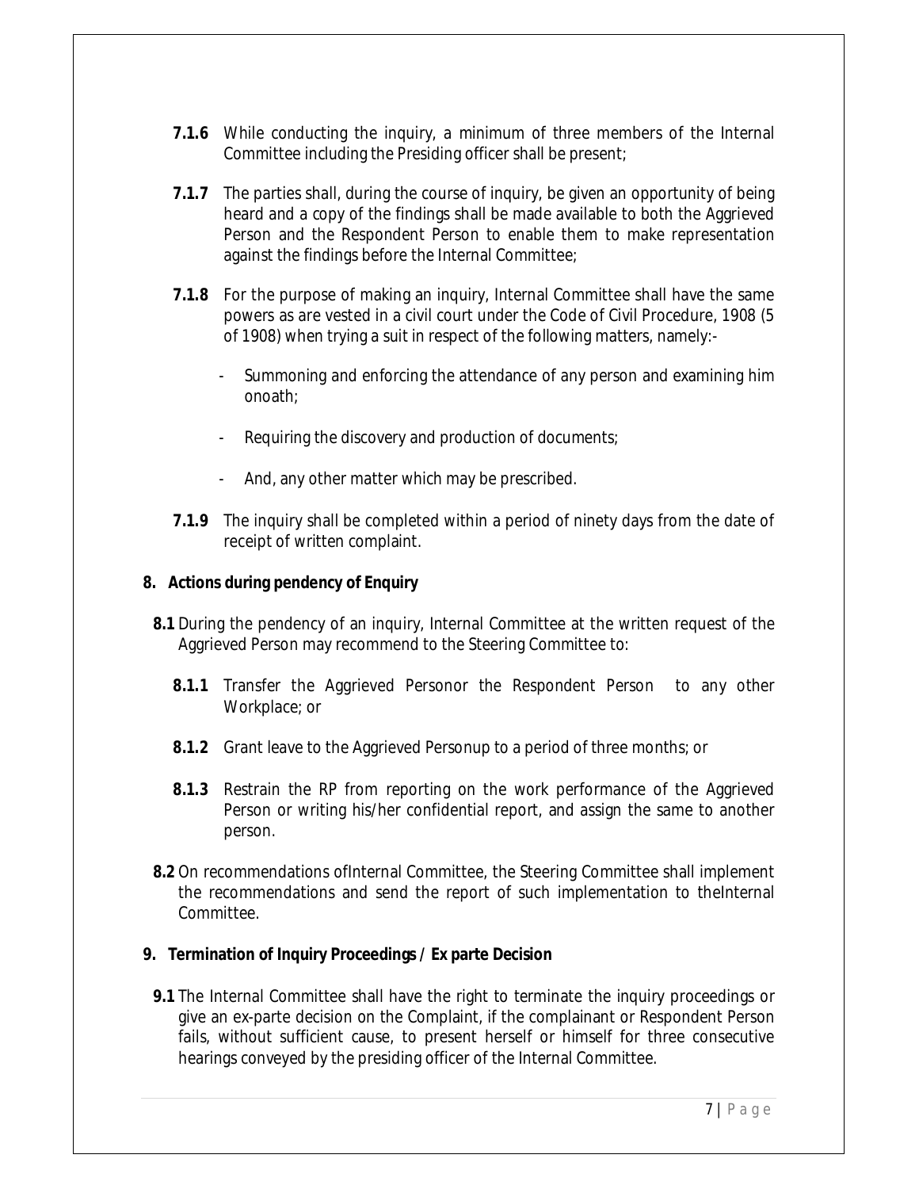**7.1.6** While conducting the inquiry, a minimum of three members of the Internal Committee including the Presiding officer shall be present;

**7.1.7** The parties shall, during the course of inquiry, be given an opportunity of being heard and a copy of the findings shall be made available to both the Aggrieved Person and the Respondent Person to enable them to make representation against the findings before the Internal Committee;

**7.1.8** For the purpose of making an inquiry, Internal Committee shall have the same powers as are vested in a civil court under the Code of Civil Procedure, 1908 (5 of 1908) when trying a suit in respect of the following matters, namely:-

- Summoning and enforcing the attendance of any person and examining him onoath;
- Requiring the discovery and production of documents;
- And, any other matter which may be prescribed.

**7.1.9** The inquiry shall be completed within a period of ninety days from the date of receipt of written complaint.

## 8. Actions during pendency of Enquiry

**8.1** During the pendency of an inquiry, Internal Committee at the written request of the Aggrieved Person may recommend to the Steering Committee to:

**8.1.1** Transfer the Aggrieved Personor the Respondent Person to any other Workplace; or

**8.1.2** Grant leave to the Aggrieved Personup to a period of three months; or

**8.1.3** Restrain the RP from reporting on the work performance of the Aggrieved Person or writing his/her confidential report, and assign the same to another person.

**8.2** On recommendations ofInternal Committee, the Steering Committee shall implement the recommendations and send the report of such implementation to theInternal Committee.

## 9. Termination of Inquiry Proceedings / Ex parte Decision

**9.1** The Internal Committee shall have the right to terminate the inquiry proceedings or give an ex-parte decision on the Complaint, if the complainant or Respondent Person fails, without sufficient cause, to present herself or himself for three consecutive hearings conveyed by the presiding officer of the Internal Committee.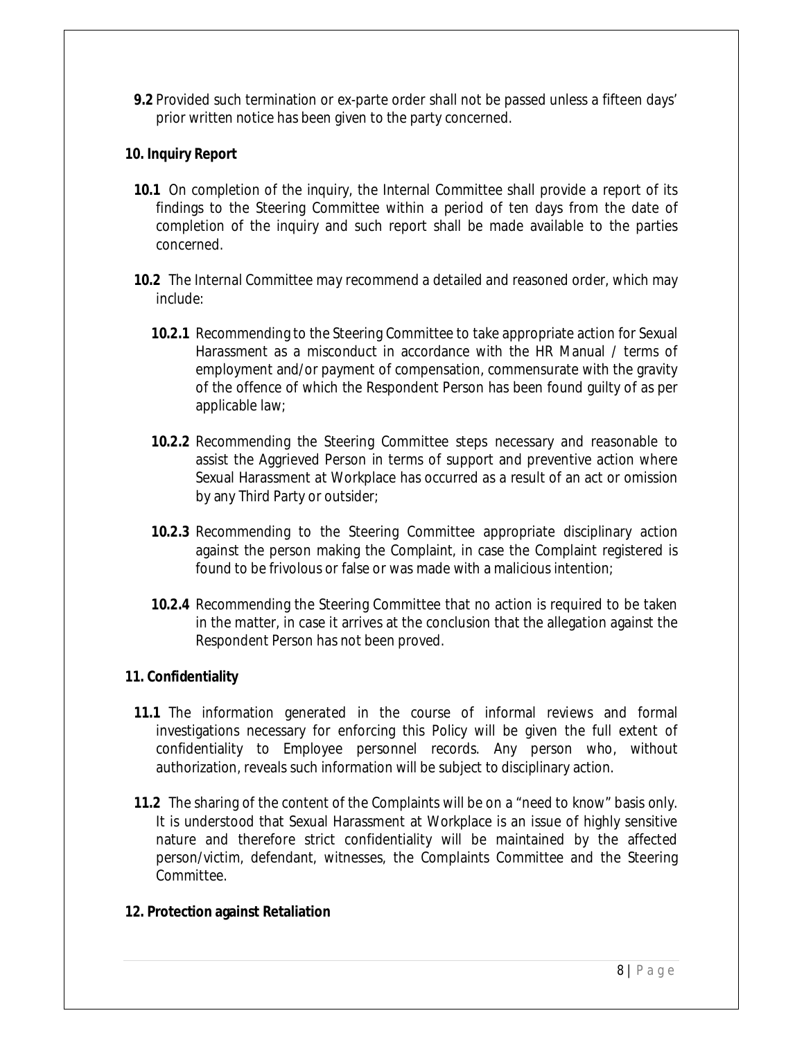**9.2** Provided such termination or ex-parte order shall not be passed unless a fifteen days' prior written notice has been given to the party concerned.

## 10. Inquiry Report

**10.1** On completion of the inquiry, the Internal Committee shall provide a report of its findings to the Steering Committee within a period of ten days from the date of completion of the inquiry and such report shall be made available to the parties concerned.

**10.2** The Internal Committee may recommend a detailed and reasoned order, which may include:

**10.2.1** Recommending to the Steering Committee to take appropriate action for Sexual Harassment as a misconduct in accordance with the HR Manual / terms of employment and/or payment of compensation, commensurate with the gravity of the offence of which the Respondent Person has been found guilty of as per applicable law;

**10.2.2** Recommending the Steering Committee steps necessary and reasonable to assist the Aggrieved Person in terms of support and preventive action where Sexual Harassment at Workplace has occurred as a result of an act or omission by any Third Party or outsider;

**10.2.3** Recommending to the Steering Committee appropriate disciplinary action against the person making the Complaint, in case the Complaint registered is found to be frivolous or false or was made with a malicious intention;

**10.2.4** Recommending the Steering Committee that no action is required to be taken in the matter, in case it arrives at the conclusion that the allegation against the Respondent Person has not been proved.

## 11. Confidentiality

**11.1** The information generated in the course of informal reviews and formal investigations necessary for enforcing this Policy will be given the full extent of confidentiality to Employee personnel records. Any person who, without authorization, reveals such information will be subject to disciplinary action.

**11.2** The sharing of the content of the Complaints will be on a "need to know" basis only. It is understood that Sexual Harassment at Workplace is an issue of highly sensitive nature and therefore strict confidentiality will be maintained by the affected person/victim, defendant, witnesses, the Complaints Committee and the Steering Committee.

## 12. Protection against Retaliation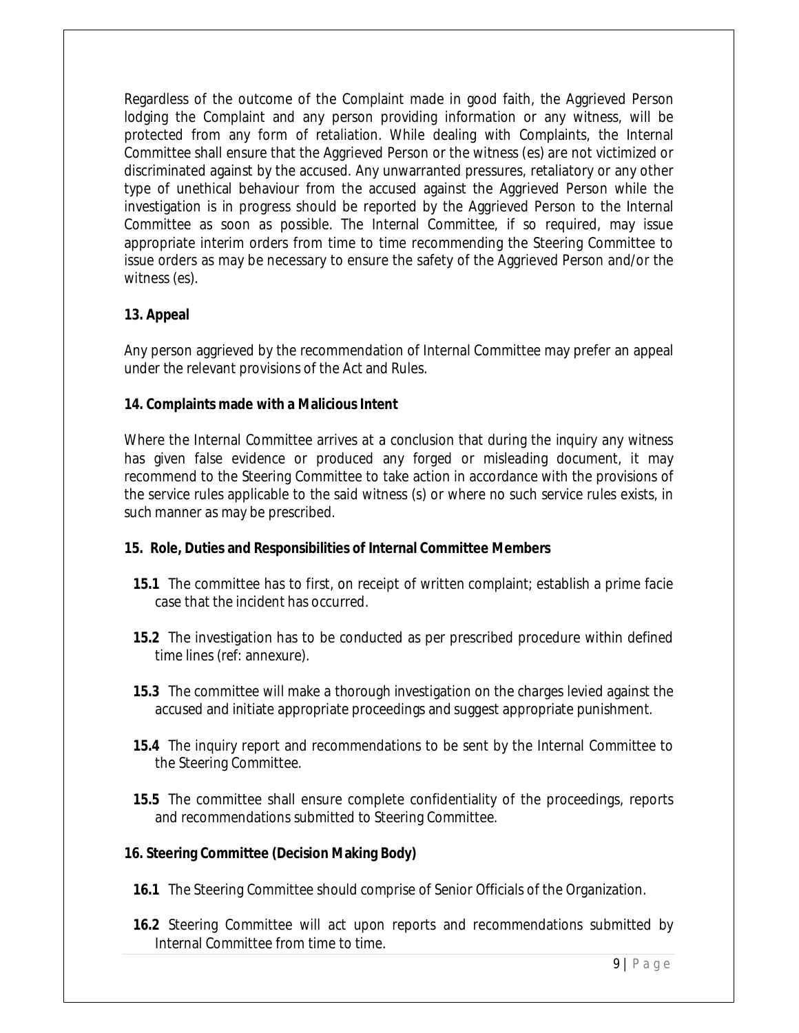Regardless of the outcome of the Complaint made in good faith, the Aggrieved Person lodging the Complaint and any person providing information or any witness, will be protected from any form of retaliation. While dealing with Complaints, the Internal Committee shall ensure that the Aggrieved Person or the witness (es) are not victimized or discriminated against by the accused. Any unwarranted pressures, retaliatory or any other type of unethical behaviour from the accused against the Aggrieved Person while the investigation is in progress should be reported by the Aggrieved Person to the Internal Committee as soon as possible. The Internal Committee, if so required, may issue appropriate interim orders from time to time recommending the Steering Committee to issue orders as may be necessary to ensure the safety of the Aggrieved Person and/or the witness (es).

**13. Appeal**

Any person aggrieved by the recommendation of Internal Committee may prefer an appeal under the relevant provisions of the Act and Rules.

**14. Complaints made with a Malicious Intent**

Where the Internal Committee arrives at a conclusion that during the inquiry any witness has given false evidence or produced any forged or misleading document, it may recommend to the Steering Committee to take action in accordance with the provisions of the service rules applicable to the said witness (s) or where no such service rules exists, in such manner as may be prescribed.

**15. Role, Duties and Responsibilities of Internal Committee Members**

**15.1** The committee has to first, on receipt of written complaint; establish a prime facie case that the incident has occurred.

**15.2** The investigation has to be conducted as per prescribed procedure within defined time lines (ref: annexure).

**15.3** The committee will make a thorough investigation on the charges levied against the accused and initiate appropriate proceedings and suggest appropriate punishment.

**15.4** The inquiry report and recommendations to be sent by the Internal Committee to the Steering Committee.

**15.5** The committee shall ensure complete confidentiality of the proceedings, reports and recommendations submitted to Steering Committee.

**16. Steering Committee (Decision Making Body)**

**16.1** The Steering Committee should comprise of Senior Officials of the Organization.

**16.2** Steering Committee will act upon reports and recommendations submitted by Internal Committee from time to time.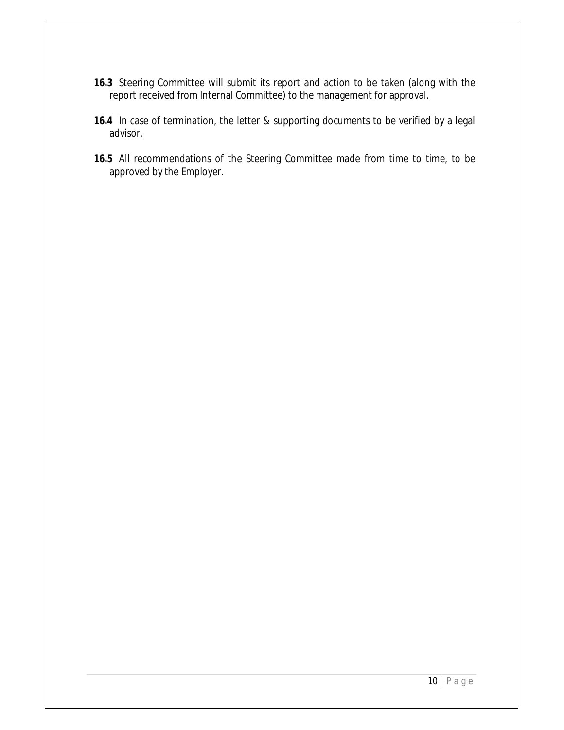**16.3** Steering Committee will submit its report and action to be taken (along with the report received from Internal Committee) to the management for approval.

**16.4** In case of termination, the letter & supporting documents to be verified by a legal advisor.

**16.5** All recommendations of the Steering Committee made from time to time, to be approved by the Employer.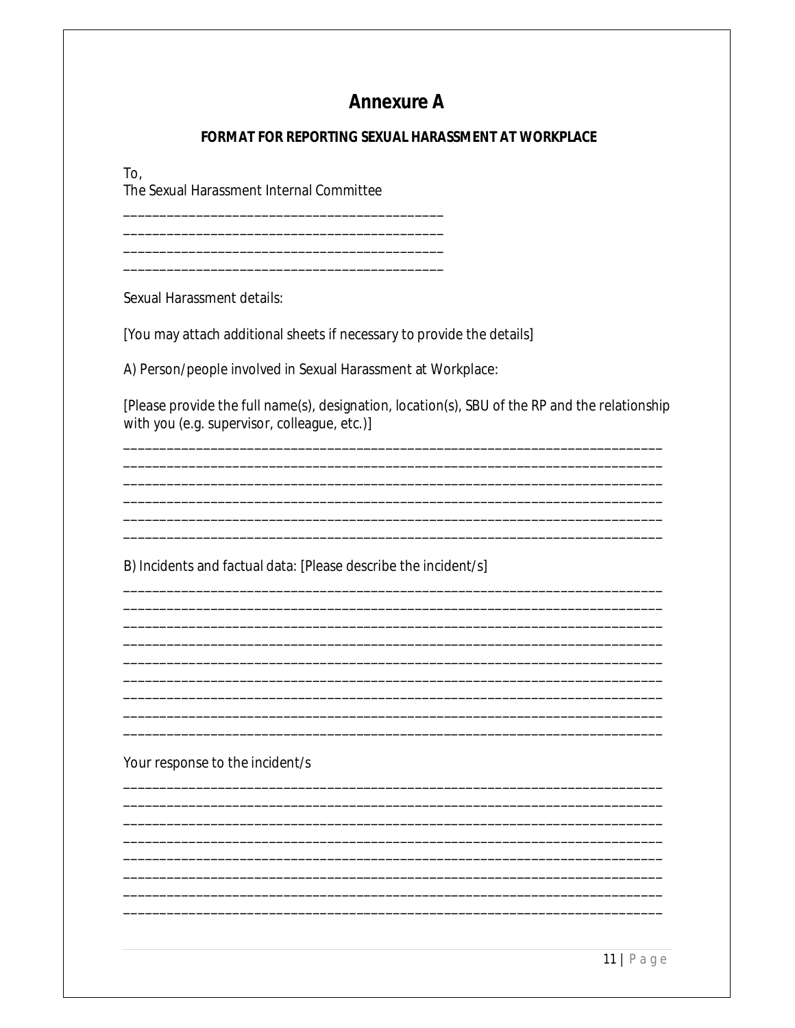# Annexure A

**FORMAT FOR REPORTING SEXUAL HARASSMENT AT WORKPLACE**

To,
The Sexual Harassment Internal Committee

____________________________________________
____________________________________________
____________________________________________
____________________________________________

Sexual Harassment details:

[You may attach additional sheets if necessary to provide the details]

A) Person/people involved in Sexual Harassment at Workplace:

[Please provide the full name(s), designation, location(s), SBU of the RP and the relationship with you (e.g. supervisor, colleague, etc.)]

______________________________________________________________________________
______________________________________________________________________________
______________________________________________________________________________
______________________________________________________________________________
______________________________________________________________________________
______________________________________________________________________________

B) Incidents and factual data: [Please describe the incident/s]

______________________________________________________________________________
______________________________________________________________________________
______________________________________________________________________________
______________________________________________________________________________
______________________________________________________________________________
______________________________________________________________________________
______________________________________________________________________________
______________________________________________________________________________
______________________________________________________________________________

Your response to the incident/s

______________________________________________________________________________
______________________________________________________________________________
______________________________________________________________________________
______________________________________________________________________________
______________________________________________________________________________
______________________________________________________________________________
______________________________________________________________________________
______________________________________________________________________________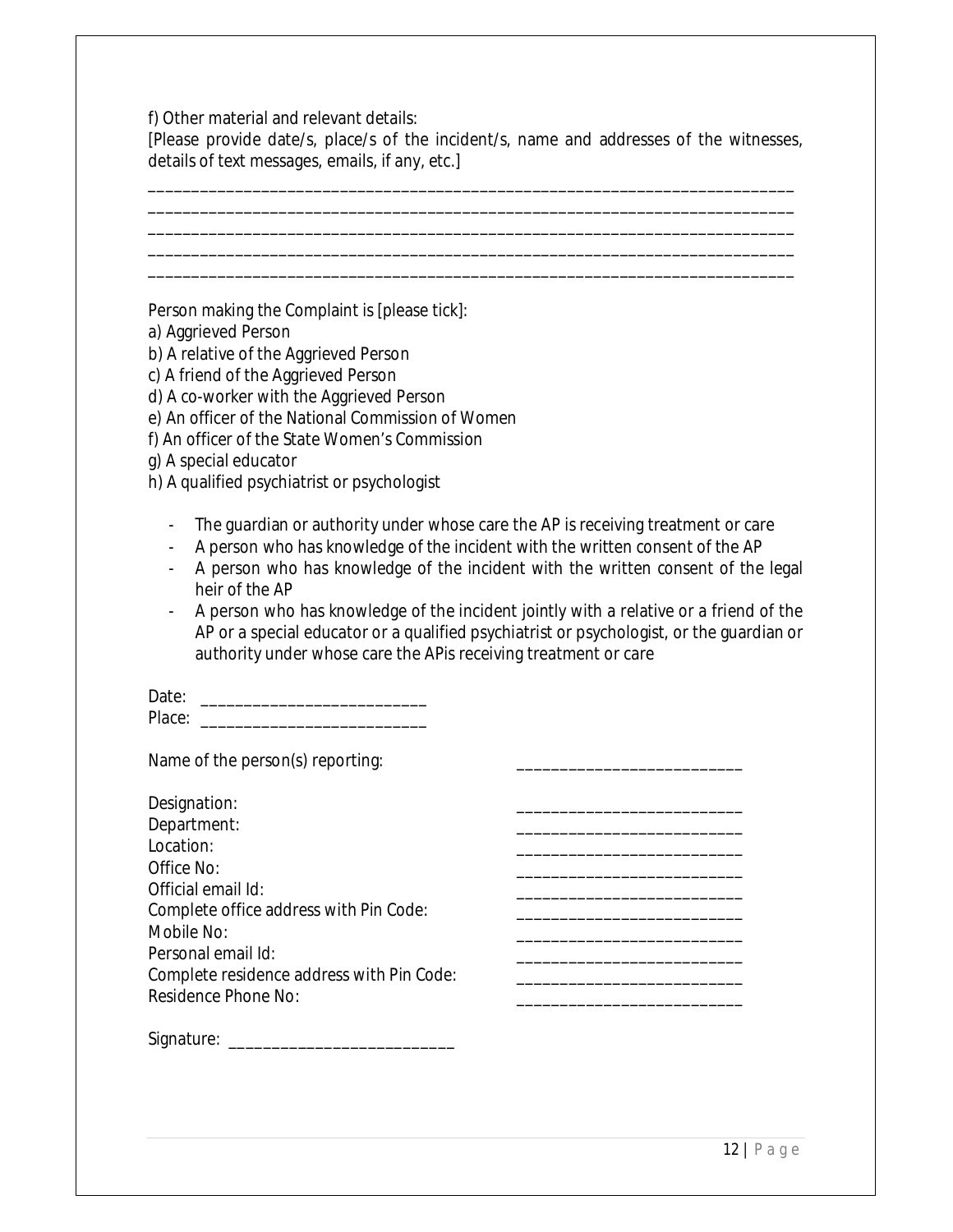f) Other material and relevant details:
[Please provide date/s, place/s of the incident/s, name and addresses of the witnesses, details of text messages, emails, if any, etc.]

___________________________________________________________________________
___________________________________________________________________________
___________________________________________________________________________
___________________________________________________________________________
___________________________________________________________________________

Person making the Complaint is [please tick]:

a) Aggrieved Person
b) A relative of the Aggrieved Person
c) A friend of the Aggrieved Person
d) A co-worker with the Aggrieved Person
e) An officer of the National Commission of Women
f) An officer of the State Women's Commission
g) A special educator
h) A qualified psychiatrist or psychologist

- The guardian or authority under whose care the AP is receiving treatment or care
- A person who has knowledge of the incident with the written consent of the AP
- A person who has knowledge of the incident with the written consent of the legal heir of the AP
- A person who has knowledge of the incident jointly with a relative or a friend of the AP or a special educator or a qualified psychiatrist or psychologist, or the guardian or authority under whose care the APis receiving treatment or care

Date: __________________________
Place: __________________________

Name of the person(s) reporting: __________________________

Designation: __________________________
Department: __________________________
Location: __________________________
Office No: __________________________
Official email Id: __________________________
Complete office address with Pin Code: __________________________
Mobile No: __________________________
Personal email Id: __________________________
Complete residence address with Pin Code: __________________________
Residence Phone No: __________________________

Signature: __________________________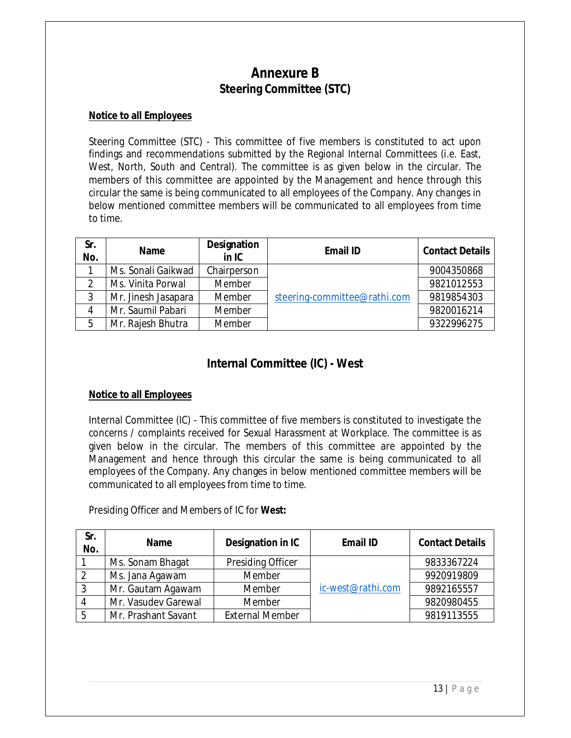# Annexure B

## Steering Committee (STC)

**Notice to all Employees**

Steering Committee (STC) - This committee of five members is constituted to act upon findings and recommendations submitted by the Regional Internal Committees (i.e. East, West, North, South and Central). The committee is as given below in the circular. The members of this committee are appointed by the Management and hence through this circular the same is being communicated to all employees of the Company. Any changes in below mentioned committee members will be communicated to all employees from time to time.

| Sr. No. | Name | Designation in IC | Email ID | Contact Details |
|---|---|---|---|---|
| 1 | Ms. Sonali Gaikwad | Chairperson | steering-committee@rathi.com | 9004350868 |
| 2 | Ms. Vinita Porwal | Member | | 9821012553 |
| 3 | Mr. Jinesh Jasapara | Member | | 9819854303 |
| 4 | Mr. Saumil Pabari | Member | | 9820016214 |
| 5 | Mr. Rajesh Bhutra | Member | | 9322996275 |

## Internal Committee (IC) - West

**Notice to all Employees**

Internal Committee (IC) - This committee of five members is constituted to investigate the concerns / complaints received for Sexual Harassment at Workplace. The committee is as given below in the circular. The members of this committee are appointed by the Management and hence through this circular the same is being communicated to all employees of the Company. Any changes in below mentioned committee members will be communicated to all employees from time to time.

Presiding Officer and Members of IC for **West:**

| Sr. No. | Name | Designation in IC | Email ID | Contact Details |
|---|---|---|---|---|
| 1 | Ms. Sonam Bhagat | Presiding Officer | ic-west@rathi.com | 9833367224 |
| 2 | Ms. Jana Agawam | Member | | 9920919809 |
| 3 | Mr. Gautam Agawam | Member | | 9892165557 |
| 4 | Mr. Vasudev Garewal | Member | | 9820980455 |
| 5 | Mr. Prashant Savant | External Member | | 9819113555 |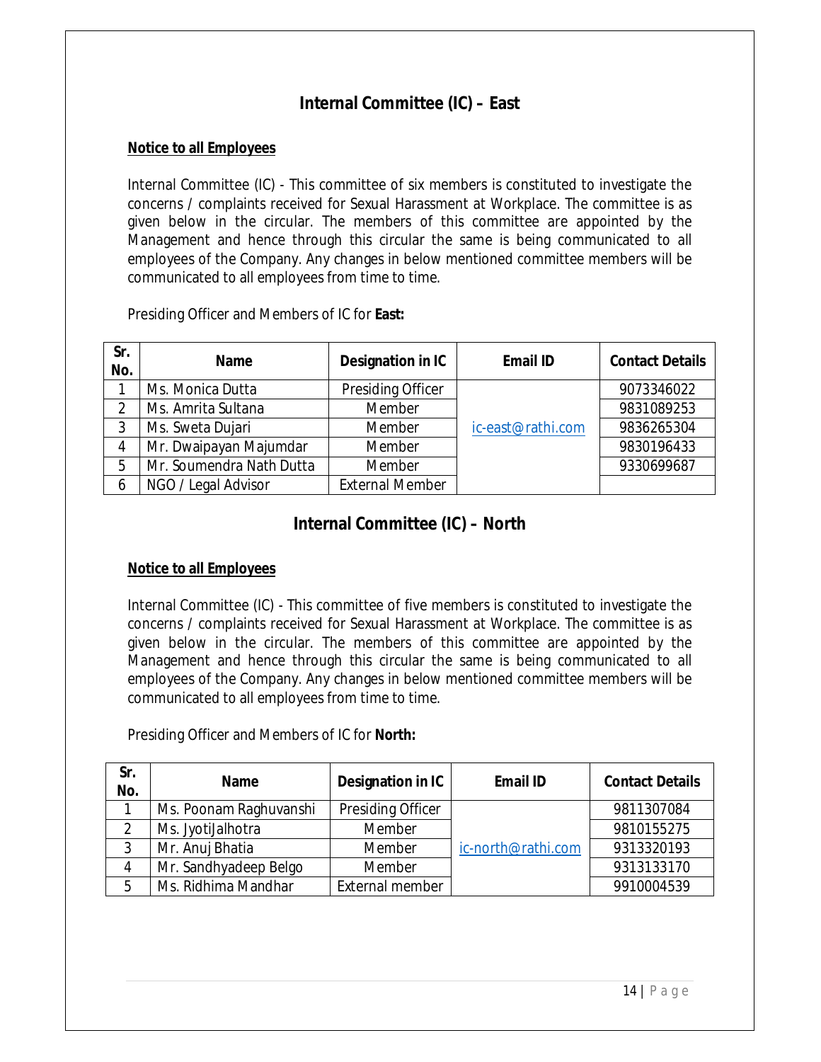## Internal Committee (IC) – East

**Notice to all Employees**

Internal Committee (IC) - This committee of six members is constituted to investigate the concerns / complaints received for Sexual Harassment at Workplace. The committee is as given below in the circular. The members of this committee are appointed by the Management and hence through this circular the same is being communicated to all employees of the Company. Any changes in below mentioned committee members will be communicated to all employees from time to time.

Presiding Officer and Members of IC for **East:**

| Sr. No. | Name | Designation in IC | Email ID | Contact Details |
|---|---|---|---|---|
| 1 | Ms. Monica Dutta | Presiding Officer | ic-east@rathi.com | 9073346022 |
| 2 | Ms. Amrita Sultana | Member | | 9831089253 |
| 3 | Ms. Sweta Dujari | Member | | 9836265304 |
| 4 | Mr. Dwaipayan Majumdar | Member | | 9830196433 |
| 5 | Mr. Soumendra Nath Dutta | Member | | 9330699687 |
| 6 | NGO / Legal Advisor | External Member | | |

## Internal Committee (IC) – North

**Notice to all Employees**

Internal Committee (IC) - This committee of five members is constituted to investigate the concerns / complaints received for Sexual Harassment at Workplace. The committee is as given below in the circular. The members of this committee are appointed by the Management and hence through this circular the same is being communicated to all employees of the Company. Any changes in below mentioned committee members will be communicated to all employees from time to time.

Presiding Officer and Members of IC for **North:**

| Sr. No. | Name | Designation in IC | Email ID | Contact Details |
|---|---|---|---|---|
| 1 | Ms. Poonam Raghuvanshi | Presiding Officer | ic-north@rathi.com | 9811307084 |
| 2 | Ms. JyotiJalhotra | Member | | 9810155275 |
| 3 | Mr. Anuj Bhatia | Member | | 9313320193 |
| 4 | Mr. Sandhyadeep Belgo | Member | | 9313133170 |
| 5 | Ms. Ridhima Mandhar | External member | | 9910004539 |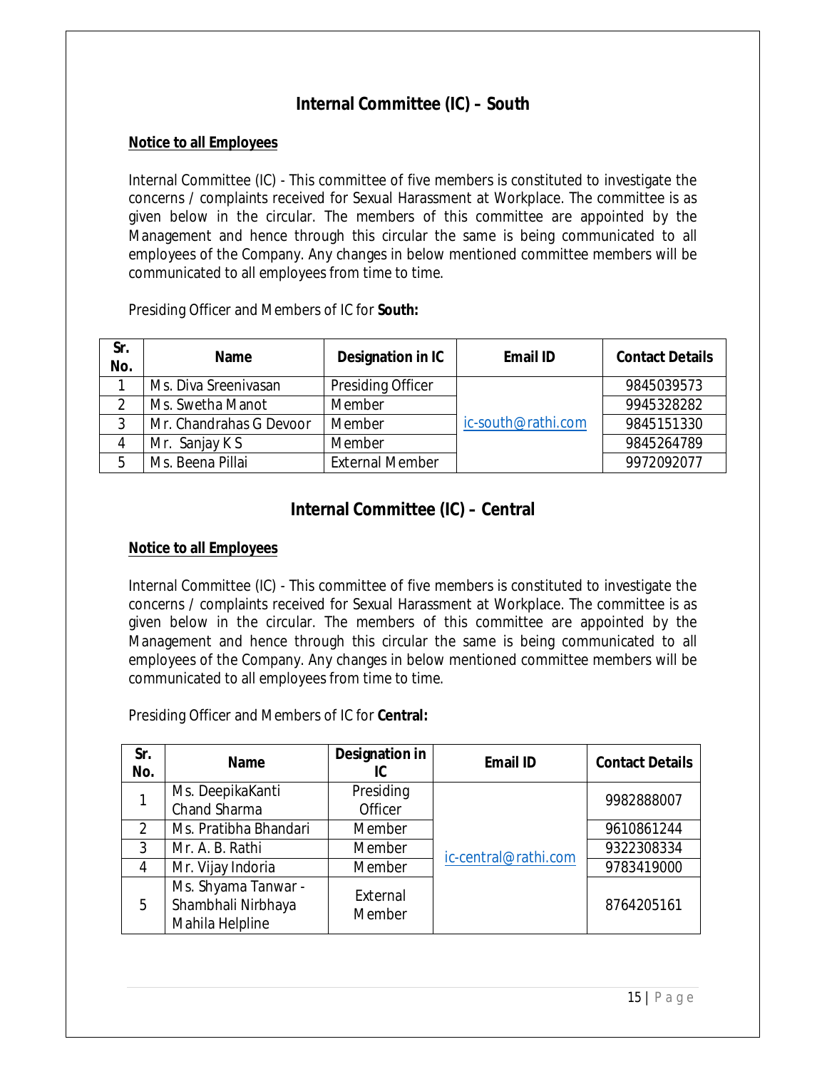## Internal Committee (IC) – South

**Notice to all Employees**

Internal Committee (IC) - This committee of five members is constituted to investigate the concerns / complaints received for Sexual Harassment at Workplace. The committee is as given below in the circular. The members of this committee are appointed by the Management and hence through this circular the same is being communicated to all employees of the Company. Any changes in below mentioned committee members will be communicated to all employees from time to time.

Presiding Officer and Members of IC for **South:**

| Sr. No. | Name | Designation in IC | Email ID | Contact Details |
|---|---|---|---|---|
| 1 | Ms. Diva Sreenivasan | Presiding Officer | ic-south@rathi.com | 9845039573 |
| 2 | Ms. Swetha Manot | Member | | 9945328282 |
| 3 | Mr. Chandrahas G Devoor | Member | | 9845151330 |
| 4 | Mr. Sanjay K S | Member | | 9845264789 |
| 5 | Ms. Beena Pillai | External Member | | 9972092077 |

## Internal Committee (IC) – Central

**Notice to all Employees**

Internal Committee (IC) - This committee of five members is constituted to investigate the concerns / complaints received for Sexual Harassment at Workplace. The committee is as given below in the circular. The members of this committee are appointed by the Management and hence through this circular the same is being communicated to all employees of the Company. Any changes in below mentioned committee members will be communicated to all employees from time to time.

Presiding Officer and Members of IC for **Central:**

| Sr. No. | Name | Designation in IC | Email ID | Contact Details |
|---|---|---|---|---|
| 1 | Ms. DeepikaKanti Chand Sharma | Presiding Officer | ic-central@rathi.com | 9982888007 |
| 2 | Ms. Pratibha Bhandari | Member | | 9610861244 |
| 3 | Mr. A. B. Rathi | Member | | 9322308334 |
| 4 | Mr. Vijay Indoria | Member | | 9783419000 |
| 5 | Ms. Shyama Tanwar - Shambhali Nirbhaya Mahila Helpline | External Member | | 8764205161 |